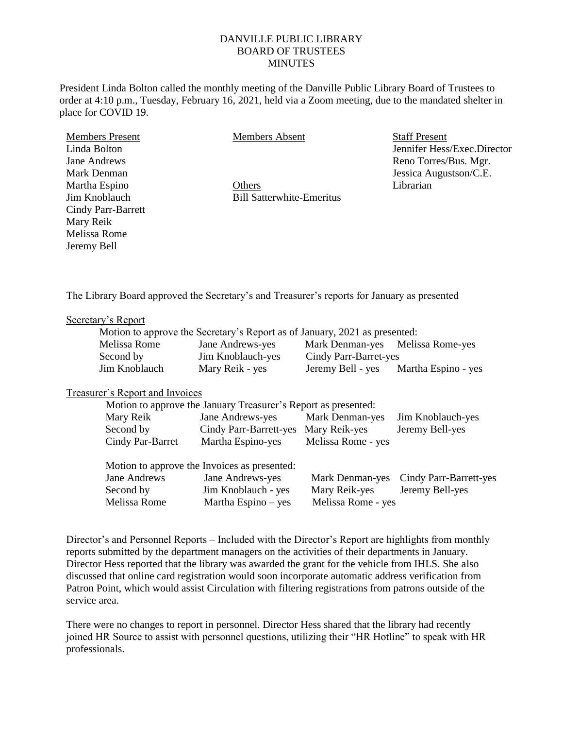# DANVILLE PUBLIC LIBRARY
## BOARD OF TRUSTEES
## MINUTES

President Linda Bolton called the monthly meeting of the Danville Public Library Board of Trustees to order at 4:10 p.m., Tuesday, February 16, 2021, held via a Zoom meeting, due to the mandated shelter in place for COVID 19.

| Members Present | Members Absent | Staff Present |
|---|---|---|
| Linda Bolton | | Jennifer Hess/Exec.Director |
| Jane Andrews | | Reno Torres/Bus. Mgr. |
| Mark Denman | | Jessica Augustson/C.E. |
| Martha Espino | Others | Librarian |
| Jim Knoblauch | Bill Satterwhite-Emeritus | |
| Cindy Parr-Barrett | | |
| Mary Reik | | |
| Melissa Rome | | |
| Jeremy Bell | | |

The Library Board approved the Secretary's and Treasurer's reports for January as presented

Secretary's Report

Motion to approve the Secretary's Report as of January, 2021 as presented:

| | | | |
|---|---|---|---|
| Melissa Rome | Jane Andrews-yes | Mark Denman-yes | Melissa Rome-yes |
| Second by | Jim Knoblauch-yes | Cindy Parr-Barret-yes | |
| Jim Knoblauch | Mary Reik - yes | Jeremy Bell - yes | Martha Espino - yes |

Treasurer's Report and Invoices

Motion to approve the January Treasurer's Report as presented:

| | | | |
|---|---|---|---|
| Mary Reik | Jane Andrews-yes | Mark Denman-yes | Jim Knoblauch-yes |
| Second by | Cindy Parr-Barrett-yes | Mary Reik-yes | Jeremy Bell-yes |
| Cindy Par-Barret | Martha Espino-yes | Melissa Rome - yes | |

Motion to approve the Invoices as presented:

| | | | |
|---|---|---|---|
| Jane Andrews | Jane Andrews-yes | Mark Denman-yes | Cindy Parr-Barrett-yes |
| Second by | Jim Knoblauch - yes | Mary Reik-yes | Jeremy Bell-yes |
| Melissa Rome | Martha Espino – yes | Melissa Rome - yes | |

Director's and Personnel Reports – Included with the Director's Report are highlights from monthly reports submitted by the department managers on the activities of their departments in January. Director Hess reported that the library was awarded the grant for the vehicle from IHLS. She also discussed that online card registration would soon incorporate automatic address verification from Patron Point, which would assist Circulation with filtering registrations from patrons outside of the service area.

There were no changes to report in personnel. Director Hess shared that the library had recently joined HR Source to assist with personnel questions, utilizing their "HR Hotline" to speak with HR professionals.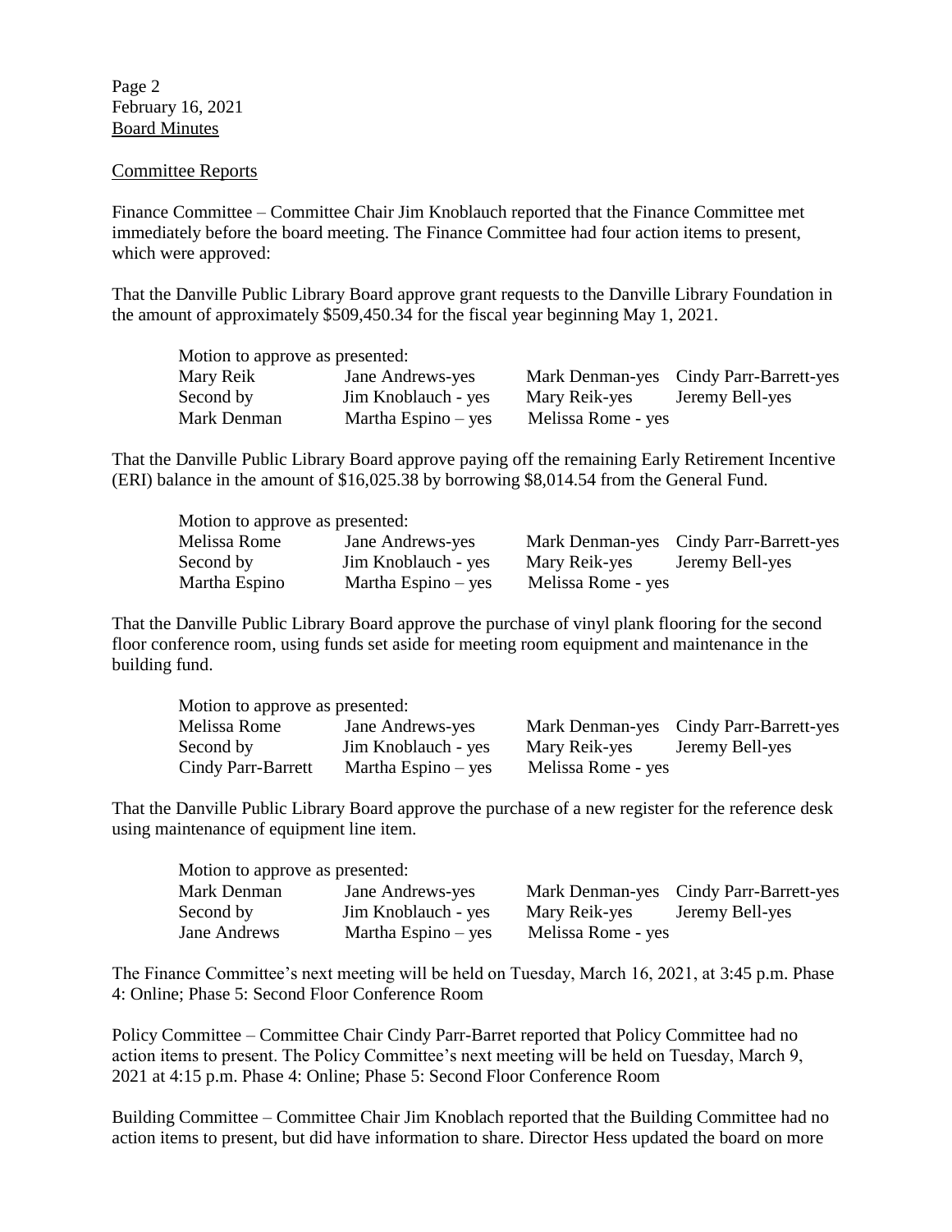Page 2
February 16, 2021
Board Minutes

## Committee Reports

Finance Committee – Committee Chair Jim Knoblauch reported that the Finance Committee met immediately before the board meeting. The Finance Committee had four action items to present, which were approved:

That the Danville Public Library Board approve grant requests to the Danville Library Foundation in the amount of approximately $509,450.34 for the fiscal year beginning May 1, 2021.

| Motion to approve as presented: | | | |
|---|---|---|---|
| Mary Reik | Jane Andrews-yes | Mark Denman-yes | Cindy Parr-Barrett-yes |
| Second by | Jim Knoblauch - yes | Mary Reik-yes | Jeremy Bell-yes |
| Mark Denman | Martha Espino – yes | Melissa Rome - yes | |

That the Danville Public Library Board approve paying off the remaining Early Retirement Incentive (ERI) balance in the amount of $16,025.38 by borrowing $8,014.54 from the General Fund.

| Motion to approve as presented: | | | |
|---|---|---|---|
| Melissa Rome | Jane Andrews-yes | Mark Denman-yes | Cindy Parr-Barrett-yes |
| Second by | Jim Knoblauch - yes | Mary Reik-yes | Jeremy Bell-yes |
| Martha Espino | Martha Espino – yes | Melissa Rome - yes | |

That the Danville Public Library Board approve the purchase of vinyl plank flooring for the second floor conference room, using funds set aside for meeting room equipment and maintenance in the building fund.

| Motion to approve as presented: | | | |
|---|---|---|---|
| Melissa Rome | Jane Andrews-yes | Mark Denman-yes | Cindy Parr-Barrett-yes |
| Second by | Jim Knoblauch - yes | Mary Reik-yes | Jeremy Bell-yes |
| Cindy Parr-Barrett | Martha Espino – yes | Melissa Rome - yes | |

That the Danville Public Library Board approve the purchase of a new register for the reference desk using maintenance of equipment line item.

| Motion to approve as presented: | | | |
|---|---|---|---|
| Mark Denman | Jane Andrews-yes | Mark Denman-yes | Cindy Parr-Barrett-yes |
| Second by | Jim Knoblauch - yes | Mary Reik-yes | Jeremy Bell-yes |
| Jane Andrews | Martha Espino – yes | Melissa Rome - yes | |

The Finance Committee's next meeting will be held on Tuesday, March 16, 2021, at 3:45 p.m. Phase 4: Online; Phase 5: Second Floor Conference Room

Policy Committee – Committee Chair Cindy Parr-Barret reported that Policy Committee had no action items to present. The Policy Committee's next meeting will be held on Tuesday, March 9, 2021 at 4:15 p.m. Phase 4: Online; Phase 5: Second Floor Conference Room

Building Committee – Committee Chair Jim Knoblach reported that the Building Committee had no action items to present, but did have information to share. Director Hess updated the board on more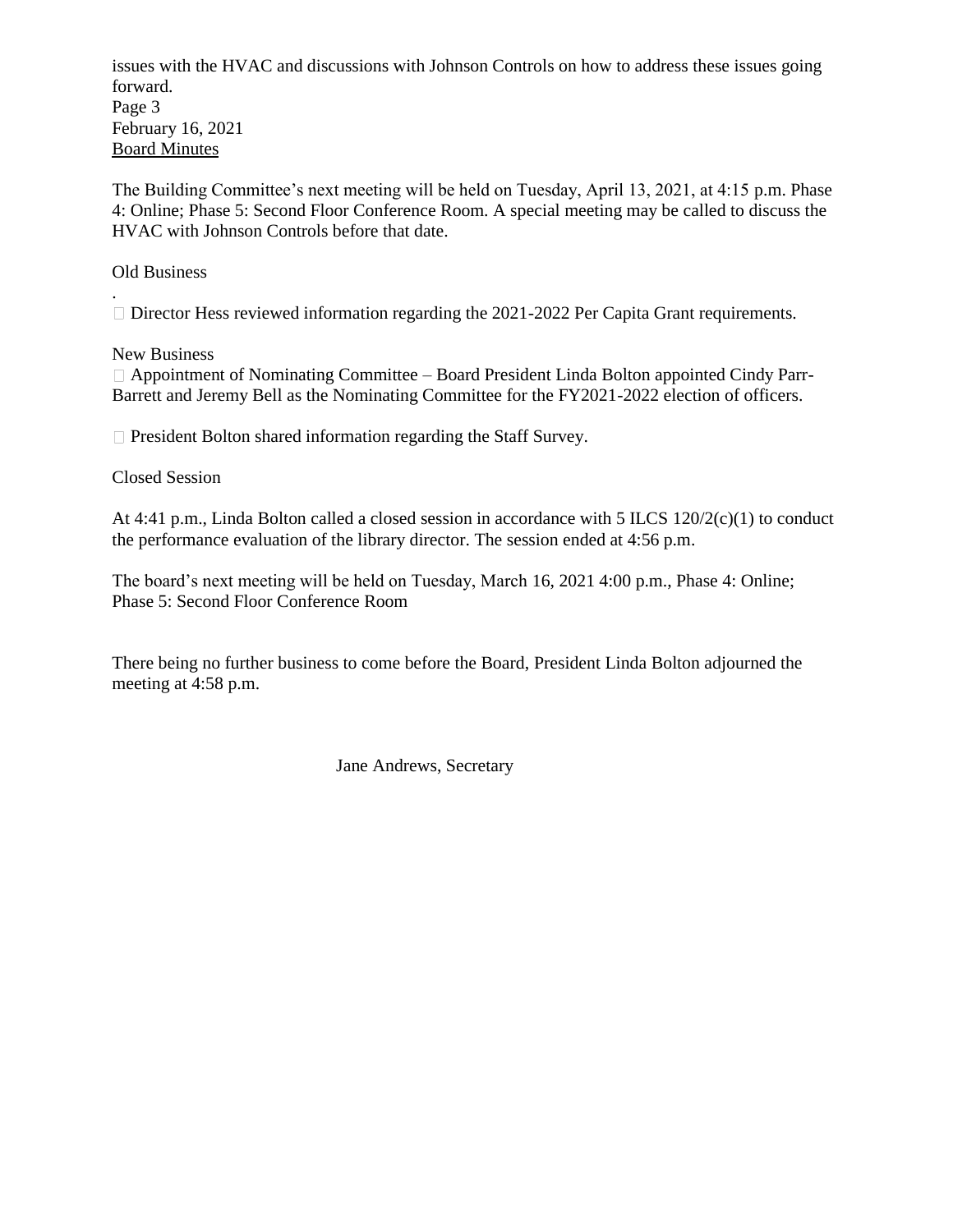issues with the HVAC and discussions with Johnson Controls on how to address these issues going forward.

The Building Committee's next meeting will be held on Tuesday, April 13, 2021, at 4:15 p.m. Phase 4: Online; Phase 5: Second Floor Conference Room. A special meeting may be called to discuss the HVAC with Johnson Controls before that date.

Old Business

.

- Director Hess reviewed information regarding the 2021-2022 Per Capita Grant requirements.

New Business

- Appointment of Nominating Committee – Board President Linda Bolton appointed Cindy Parr-Barrett and Jeremy Bell as the Nominating Committee for the FY2021-2022 election of officers.

- President Bolton shared information regarding the Staff Survey.

Closed Session

At 4:41 p.m., Linda Bolton called a closed session in accordance with 5 ILCS 120/2(c)(1) to conduct the performance evaluation of the library director. The session ended at 4:56 p.m.

The board's next meeting will be held on Tuesday, March 16, 2021 4:00 p.m., Phase 4: Online; Phase 5: Second Floor Conference Room

There being no further business to come before the Board, President Linda Bolton adjourned the meeting at 4:58 p.m.

Jane Andrews, Secretary